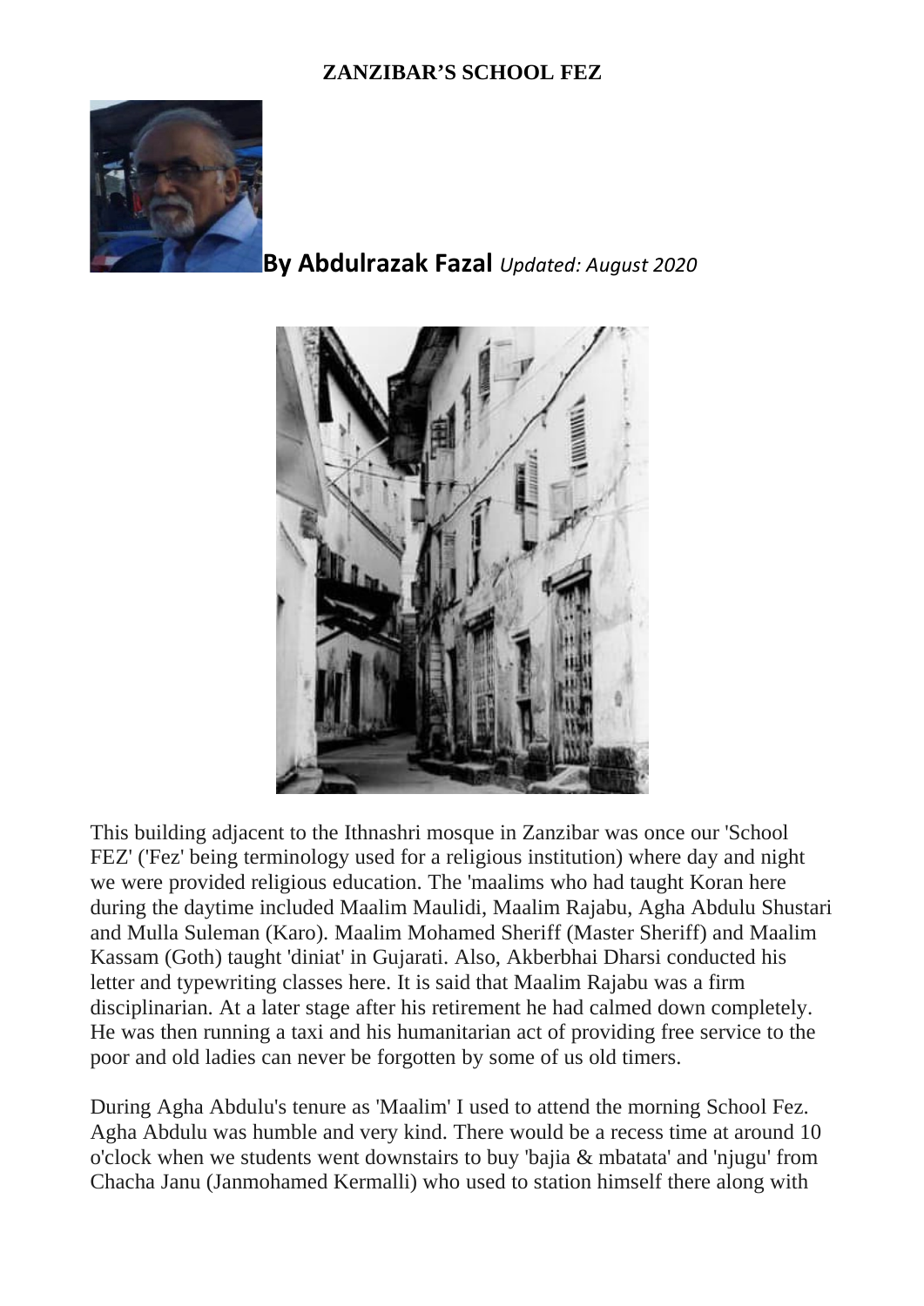# ZANZIBAR'S SCHOOL FEZ

**By Abdulrazak Fazal** *Updated: August 2020*

This building adjacent to the Ithnashri mosque in Zanzibar was once our 'School FEZ' ('Fez' being terminology used for a religious institution) where day and night we were provided religious education. The 'maalims who had taught Koran here during the daytime included Maalim Maulidi, Maalim Rajabu, Agha Abdulu Shustari and Mulla Suleman (Karo). Maalim Mohamed Sheriff (Master Sheriff) and Maalim Kassam (Goth) taught 'diniat' in Gujarati. Also, Akberbhai Dharsi conducted his letter and typewriting classes here. It is said that Maalim Rajabu was a firm disciplinarian. At a later stage after his retirement he had calmed down completely. He was then running a taxi and his humanitarian act of providing free service to the poor and old ladies can never be forgotten by some of us old timers.

During Agha Abdulu's tenure as 'Maalim' I used to attend the morning School Fez. Agha Abdulu was humble and very kind. There would be a recess time at around 10 o'clock when we students went downstairs to buy 'bajia & mbatata' and 'njugu' from Chacha Janu (Janmohamed Kermalli) who used to station himself there along with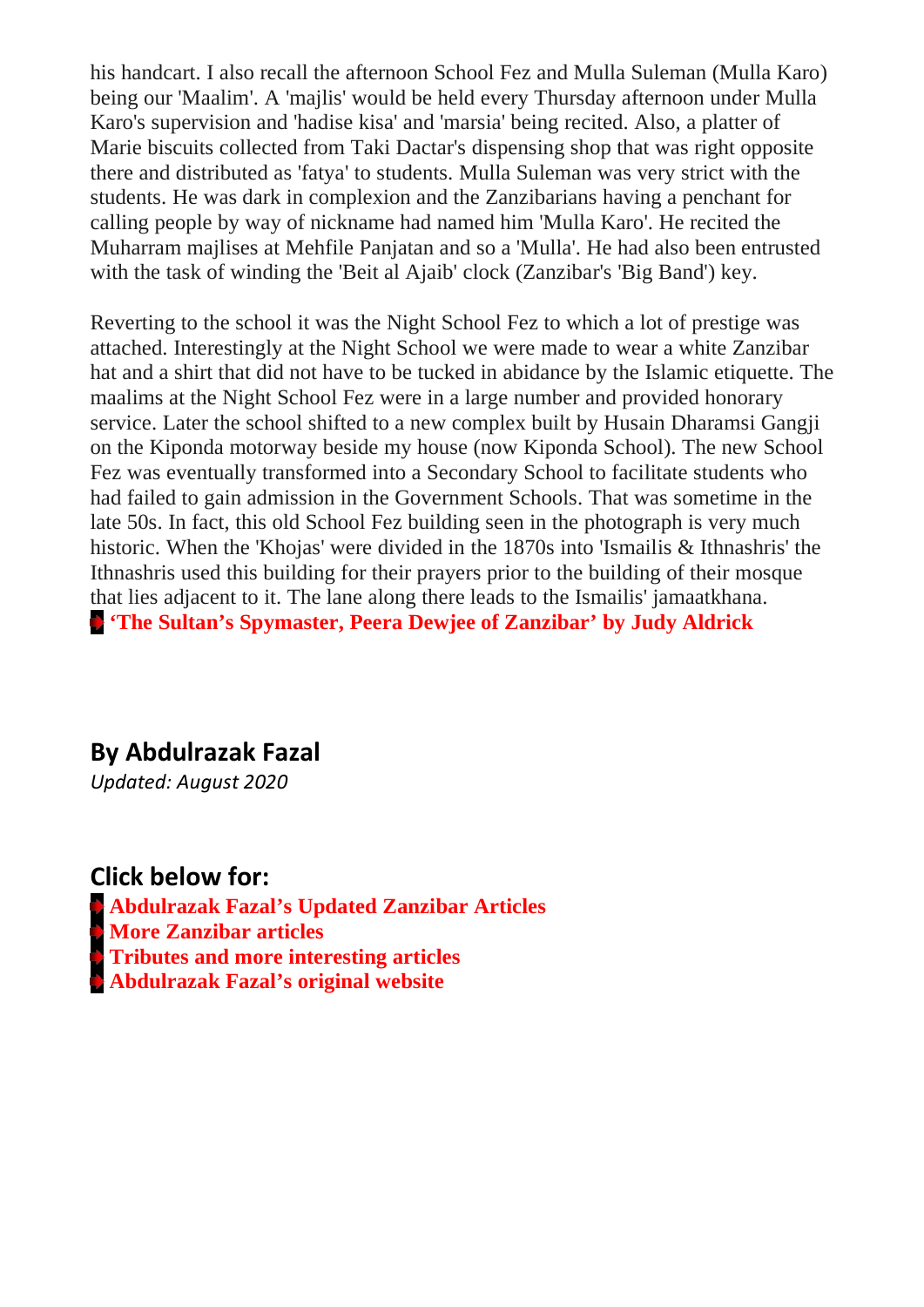his handcart. I also recall the afternoon School Fez and Mulla Suleman (Mulla Karo) being our 'Maalim'. A 'majlis' would be held every Thursday afternoon under Mulla Karo's supervision and 'hadise kisa' and 'marsia' being recited. Also, a platter of Marie biscuits collected from Taki Dactar's dispensing shop that was right opposite there and distributed as 'fatya' to students. Mulla Suleman was very strict with the students. He was dark in complexion and the Zanzibarians having a penchant for calling people by way of nickname had named him 'Mulla Karo'. He recited the Muharram majlises at Mehfile Panjatan and so a 'Mulla'. He had also been entrusted with the task of winding the 'Beit al Ajaib' clock (Zanzibar's 'Big Band') key.

Reverting to the school it was the Night School Fez to which a lot of prestige was attached. Interestingly at the Night School we were made to wear a white Zanzibar hat and a shirt that did not have to be tucked in abidance by the Islamic etiquette. The maalims at the Night School Fez were in a large number and provided honorary service. Later the school shifted to a new complex built by Husain Dharamsi Gangji on the Kiponda motorway beside my house (now Kiponda School). The new School Fez was eventually transformed into a Secondary School to facilitate students who had failed to gain admission in the Government Schools. That was sometime in the late 50s. In fact, this old School Fez building seen in the photograph is very much historic. When the 'Khojas' were divided in the 1870s into 'Ismailis & Ithnashris' the Ithnashris used this building for their prayers prior to the building of their mosque that lies adjacent to it. The lane along there leads to the Ismailis' jamaatkhana.

- **'The Sultan's Spymaster, Peera Dewjee of Zanzibar' by Judy Aldrick**

## By Abdulrazak Fazal

*Updated: August 2020*

## Click below for:

- **Abdulrazak Fazal's Updated Zanzibar Articles**
- **More Zanzibar articles**
- **Tributes and more interesting articles**
- **Abdulrazak Fazal's original website**